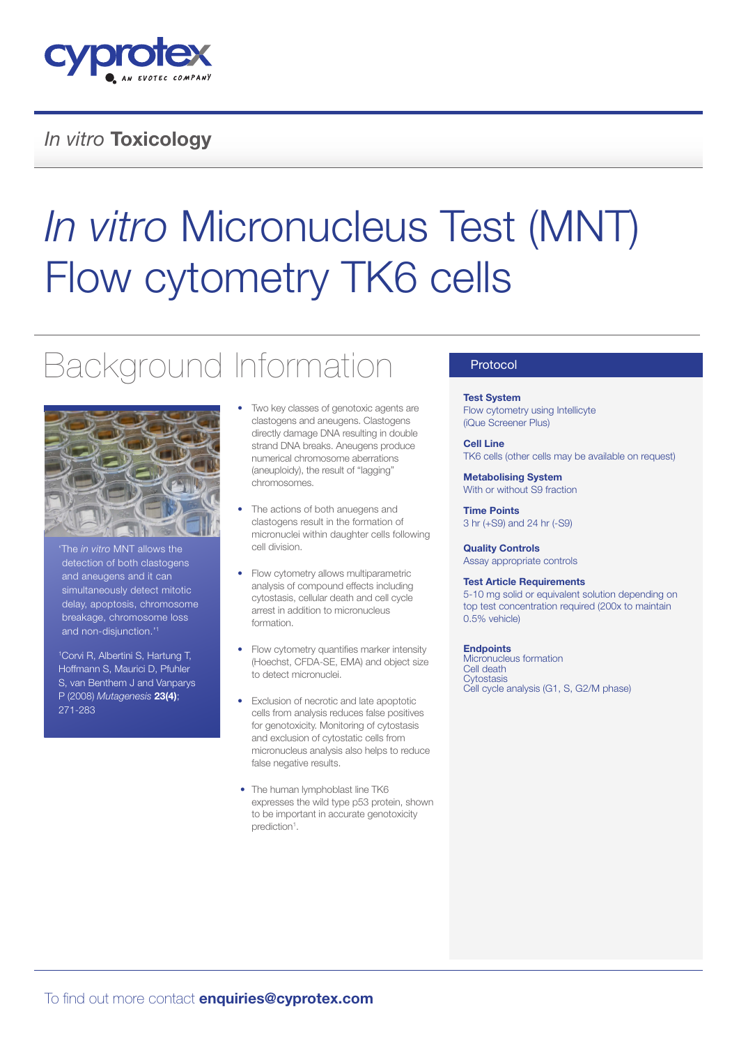*In vitro* **Toxicology**

# *In vitro* Micronucleus Test (MNT) Flow cytometry TK6 cells

## Background Information

'The *in vitro* MNT allows the detection of both clastogens and aneugens and it can simultaneously detect mitotic delay, apoptosis, chromosome breakage, chromosome loss and non-disjunction.'[1]

[1]Corvi R, Albertini S, Hartung T, Hoffmann S, Maurici D, Pfuhler S, van Benthem J and Vanparys P (2008) *Mutagenesis* **23(4)**; 271-283

- Two key classes of genotoxic agents are clastogens and aneugens. Clastogens directly damage DNA resulting in double strand DNA breaks. Aneugens produce numerical chromosome aberrations (aneuploidy), the result of "lagging" chromosomes.
- The actions of both anuegens and clastogens result in the formation of micronuclei within daughter cells following cell division.
- Flow cytometry allows multiparametric analysis of compound effects including cytostasis, cellular death and cell cycle arrest in addition to micronucleus formation.
- Flow cytometry quantifies marker intensity (Hoechst, CFDA-SE, EMA) and object size to detect micronuclei.
- Exclusion of necrotic and late apoptotic cells from analysis reduces false positives for genotoxicity. Monitoring of cytostasis and exclusion of cytostatic cells from micronucleus analysis also helps to reduce false negative results.
- The human lymphoblast line TK6 expresses the wild type p53 protein, shown to be important in accurate genotoxicity prediction[1].

## Protocol

**Test System**
Flow cytometry using Intellicyte (iQue Screener Plus)

**Cell Line**
TK6 cells (other cells may be available on request)

**Metabolising System**
With or without S9 fraction

**Time Points**
3 hr (+S9) and 24 hr (-S9)

**Quality Controls**
Assay appropriate controls

**Test Article Requirements**
5-10 mg solid or equivalent solution depending on top test concentration required (200x to maintain 0.5% vehicle)

**Endpoints**
Micronucleus formation
Cell death
Cytostasis
Cell cycle analysis (G1, S, G2/M phase)

To find out more contact **enquiries@cyprotex.com**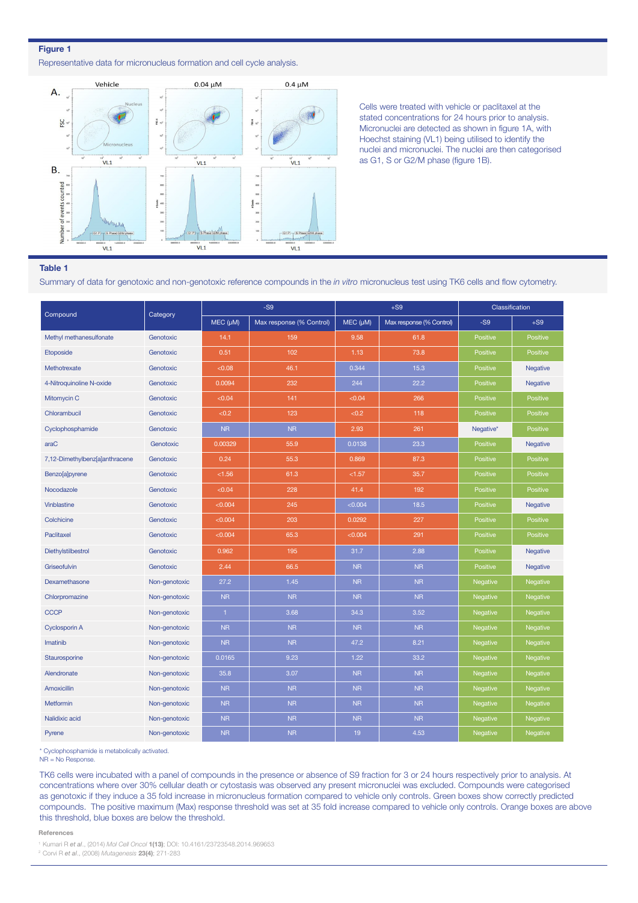**Figure 1**

Representative data for micronucleus formation and cell cycle analysis.

A.

Vehicle

0.04 µM

0.4 µM

Nucleus

Micronucleus

FSC

VL1

VL1

VL1

B.

Number of events counted

G1 P | S Phase | G2/M phase

VL1

VL1

VL1

Cells were treated with vehicle or paclitaxel at the stated concentrations for 24 hours prior to analysis. Micronuclei are detected as shown in figure 1A, with Hoechst staining (VL1) being utilised to identify the nuclei and micronuclei. The nuclei are then categorised as G1, S or G2/M phase (figure 1B).

**Table 1**

Summary of data for genotoxic and non-genotoxic reference compounds in the *in vitro* micronucleus test using TK6 cells and flow cytometry.

| Compound | Category | -S9 | | +S9 | | Classification | |
|---|---|---|---|---|---|---|---|
| | | MEC (µM) | Max response (% Control) | MEC (µM) | Max response (% Control) | -S9 | +S9 |
| Methyl methanesulfonate | Genotoxic | 14.1 | 159 | 9.58 | 61.8 | Positive | Positive |
| Etoposide | Genotoxic | 0.51 | 102 | 1.13 | 73.8 | Positive | Positive |
| Methotrexate | Genotoxic | <0.08 | 46.1 | 0.344 | 15.3 | Positive | Negative |
| 4-Nitroquinoline N-oxide | Genotoxic | 0.0094 | 232 | 244 | 22.2 | Positive | Negative |
| Mitomycin C | Genotoxic | <0.04 | 141 | <0.04 | 266 | Positive | Positive |
| Chlorambucil | Genotoxic | <0.2 | 123 | <0.2 | 118 | Positive | Positive |
| Cyclophosphamide | Genotoxic | NR | NR | 2.93 | 261 | Negative* | Positive |
| araC | Genotoxic | 0.00329 | 55.9 | 0.0138 | 23.3 | Positive | Negative |
| 7,12-Dimethylbenz[a]anthracene | Genotoxic | 0.24 | 55.3 | 0.869 | 87.3 | Positive | Positive |
| Benzo[a]pyrene | Genotoxic | <1.56 | 61.3 | <1.57 | 35.7 | Positive | Positive |
| Nocodazole | Genotoxic | <0.04 | 228 | 41.4 | 192 | Positive | Positive |
| Vinblastine | Genotoxic | <0.004 | 245 | <0.004 | 18.5 | Positive | Negative |
| Colchicine | Genotoxic | <0.004 | 203 | 0.0292 | 227 | Positive | Positive |
| Paclitaxel | Genotoxic | <0.004 | 65.3 | <0.004 | 291 | Positive | Positive |
| Diethylstilbestrol | Genotoxic | 0.962 | 195 | 31.7 | 2.88 | Positive | Negative |
| Griseofulvin | Genotoxic | 2.44 | 66.5 | NR | NR | Positive | Negative |
| Dexamethasone | Non-genotoxic | 27.2 | 1.45 | NR | NR | Negative | Negative |
| Chlorpromazine | Non-genotoxic | NR | NR | NR | NR | Negative | Negative |
| CCCP | Non-genotoxic | 1 | 3.68 | 34.3 | 3.52 | Negative | Negative |
| Cyclosporin A | Non-genotoxic | NR | NR | NR | NR | Negative | Negative |
| Imatinib | Non-genotoxic | NR | NR | 47.2 | 8.21 | Negative | Negative |
| Staurosporine | Non-genotoxic | 0.0165 | 9.23 | 1.22 | 33.2 | Negative | Negative |
| Alendronate | Non-genotoxic | 35.8 | 3.07 | NR | NR | Negative | Negative |
| Amoxicillin | Non-genotoxic | NR | NR | NR | NR | Negative | Negative |
| Metformin | Non-genotoxic | NR | NR | NR | NR | Negative | Negative |
| Nalidixic acid | Non-genotoxic | NR | NR | NR | NR | Negative | Negative |
| Pyrene | Non-genotoxic | NR | NR | 19 | 4.53 | Negative | Negative |

\* Cyclophosphamide is metabolically activated.
NR = No Response.

TK6 cells were incubated with a panel of compounds in the presence or absence of S9 fraction for 3 or 24 hours respectively prior to analysis. At concentrations where over 30% cellular death or cytostasis was observed any present micronuclei was excluded. Compounds were categorised as genotoxic if they induce a 35 fold increase in micronucleus formation compared to vehicle only controls. Green boxes show correctly predicted compounds. The positive maximum (Max) response threshold was set at 35 fold increase compared to vehicle only controls. Orange boxes are above this threshold, blue boxes are below the threshold.

**References**

[1] Kumari R *et al.*, (2014) *Mol Cell Oncol* **1(13)**; DOI: 10.4161/23723548.2014.969653

[2] Corvi R *et al.*, (2008) *Mutagenesis* **23(4)**; 271-283